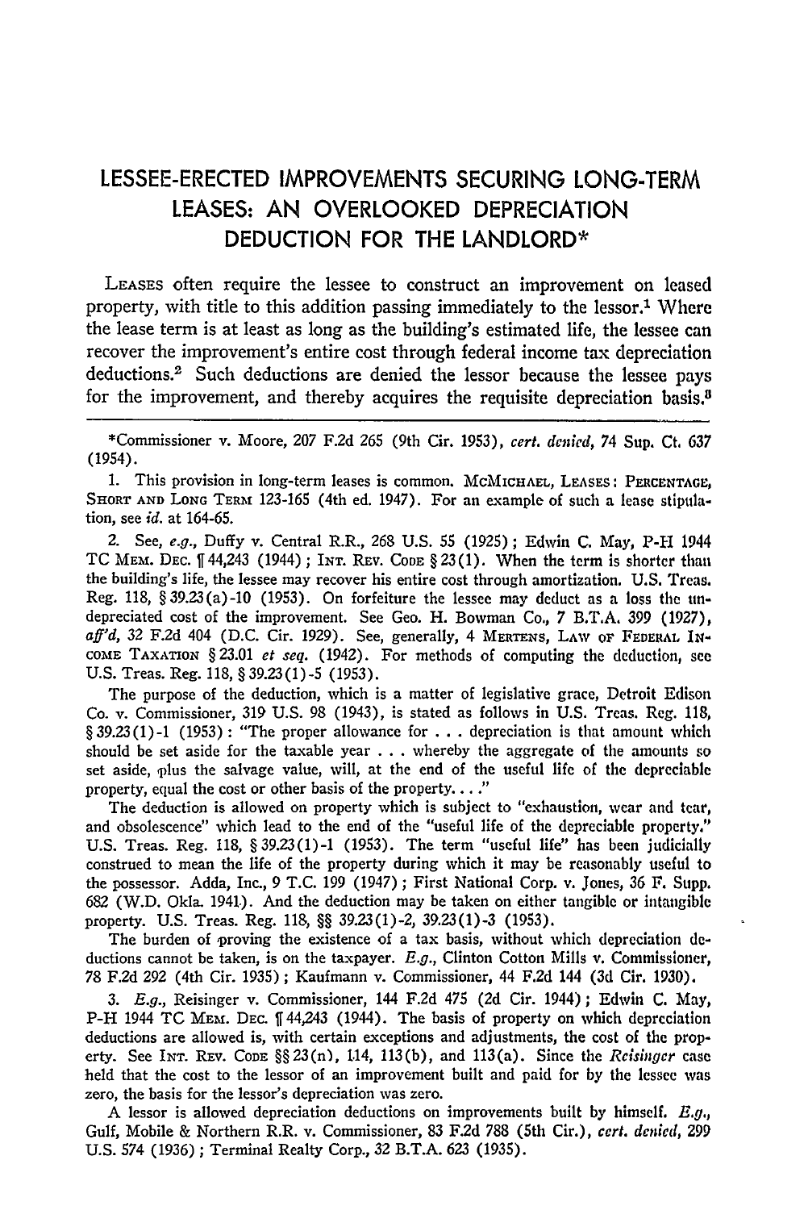# LESSEE-ERECTED IMPROVEMENTS SECURING LONG-TERM LEASES: AN OVERLOOKED DEPRECIATION DEDUCTION FOR THE LANDLORD*

LEASES often require the lessee to construct an improvement on leased property, with title to this addition passing immediately to the lessor.[1] Where the lease term is at least as long as the building's estimated life, the lessee can recover the improvement's entire cost through federal income tax depreciation deductions.[2] Such deductions are denied the lessor because the lessee pays for the improvement, and thereby acquires the requisite depreciation basis.[3]

---

*Commissioner v. Moore, 207 F.2d 265 (9th Cir. 1953), *cert. denied*, 74 Sup. Ct. 637 (1954).

1. This provision in long-term leases is common. McMICHAEL, LEASES: PERCENTAGE, SHORT AND LONG TERM 123-165 (4th ed. 1947). For an example of such a lease stipulation, see *id.* at 164-65.

2. See, *e.g.*, Duffy v. Central R.R., 268 U.S. 55 (1925); Edwin C. May, P-H 1944 TC MEM. DEC. ¶ 44,243 (1944); INT. REV. CODE § 23(1). When the term is shorter than the building's life, the lessee may recover his entire cost through amortization. U.S. Treas. Reg. 118, § 39.23(a)-10 (1953). On forfeiture the lessee may deduct as a loss the undepreciated cost of the improvement. See Geo. H. Bowman Co., 7 B.T.A. 399 (1927), *aff'd*, 32 F.2d 404 (D.C. Cir. 1929). See, generally, 4 MERTENS, LAW OF FEDERAL INCOME TAXATION § 23.01 *et seq.* (1942). For methods of computing the deduction, see U.S. Treas. Reg. 118, § 39.23(1)-5 (1953).

The purpose of the deduction, which is a matter of legislative grace, Detroit Edison Co. v. Commissioner, 319 U.S. 98 (1943), is stated as follows in U.S. Treas. Reg. 118, § 39.23(1)-1 (1953): "The proper allowance for . . . depreciation is that amount which should be set aside for the taxable year . . . whereby the aggregate of the amounts so set aside, plus the salvage value, will, at the end of the useful life of the depreciable property, equal the cost or other basis of the property. . . ."

The deduction is allowed on property which is subject to "exhaustion, wear and tear, and obsolescence" which lead to the end of the "useful life of the depreciable property." U.S. Treas. Reg. 118, § 39.23(1)-1 (1953). The term "useful life" has been judicially construed to mean the life of the property during which it may be reasonably useful to the possessor. Adda, Inc., 9 T.C. 199 (1947); First National Corp. v. Jones, 36 F. Supp. 682 (W.D. Okla. 1941). And the deduction may be taken on either tangible or intangible property. U.S. Treas. Reg. 118, §§ 39.23(1)-2, 39.23(1)-3 (1953).

The burden of proving the existence of a tax basis, without which depreciation deductions cannot be taken, is on the taxpayer. *E.g.*, Clinton Cotton Mills v. Commissioner, 78 F.2d 292 (4th Cir. 1935); Kaufmann v. Commissioner, 44 F.2d 144 (3d Cir. 1930).

3. *E.g.*, Reisinger v. Commissioner, 144 F.2d 475 (2d Cir. 1944); Edwin C. May, P-H 1944 TC MEM. DEC. ¶ 44,243 (1944). The basis of property on which depreciation deductions are allowed is, with certain exceptions and adjustments, the cost of the property. See INT. REV. CODE §§ 23(n), 114, 113(b), and 113(a). Since the *Reisinger* case held that the cost to the lessor of an improvement built and paid for by the lessee was zero, the basis for the lessor's depreciation was zero.

A lessor is allowed depreciation deductions on improvements built by himself. *E.g.*, Gulf, Mobile & Northern R.R. v. Commissioner, 83 F.2d 788 (5th Cir.), *cert. denied*, 299 U.S. 574 (1936); Terminal Realty Corp., 32 B.T.A. 623 (1935).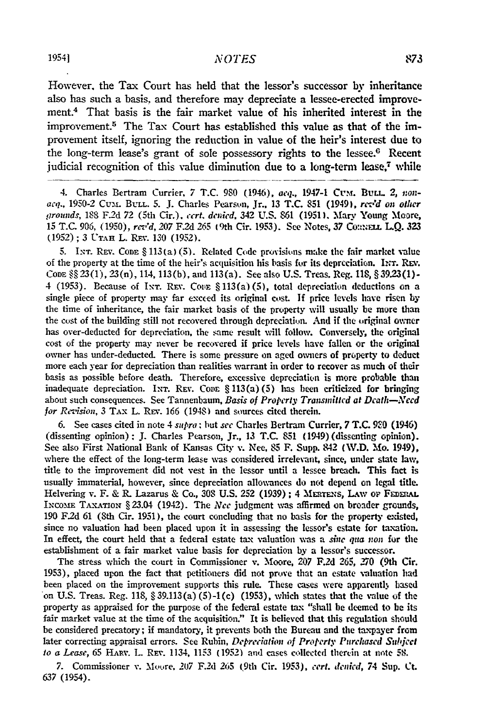However, the Tax Court has held that the lessor's successor by inheritance also has such a basis, and therefore may depreciate a lessee-erected improvement.[4] That basis is the fair market value of his inherited interest in the improvement.[5] The Tax Court has established this value as that of the improvement itself, ignoring the reduction in value of the heir's interest due to the long-term lease's grant of sole possessory rights to the lessee.[6] Recent judicial recognition of this value diminution due to a long-term lease,[7] while

---

4. Charles Bertram Currier, 7 T.C. 980 (1946), *acq.*, 1947-1 Cum. Bull. 2, *nonacq.*, 1950-2 Cum. Bull. 5. J. Charles Pearson, Jr., 13 T.C. 851 (1949), *rev'd on other grounds*, 188 F.2d 72 (5th Cir.), *cert. denied*, 342 U.S. 861 (1951). Mary Young Moore, 15 T.C. 906, (1950), *rev'd*, 207 F.2d 265 (9th Cir. 1953). See Notes, 37 Cornell L.Q. 323 (1952); 3 Utah L. Rev. 130 (1952).

5. Int. Rev. Code § 113(a)(5). Related Code provisions make the fair market value of the property at the time of the heir's acquisition his basis for its depreciation. Int. Rev. Code §§ 23(1), 23(n), 114, 113(b), and 113(a). See also U.S. Treas. Reg. 118, § 39.23(1)-4 (1953). Because of Int. Rev. Code § 113(a)(5), total depreciation deductions on a single piece of property may far exceed its original cost. If price levels have risen by the time of inheritance, the fair market basis of the property will usually be more than the cost of the building still not recovered through depreciation. And if the original owner has over-deducted for depreciation, the same result will follow. Conversely, the original cost of the property may never be recovered if price levels have fallen or the original owner has under-deducted. There is some pressure on aged owners of property to deduct more each year for depreciation than realities warrant in order to recover as much of their basis as possible before death. Therefore, excessive depreciation is more probable than inadequate depreciation. Int. Rev. Code § 113(a)(5) has been criticized for bringing about such consequences. See Tannenbaum, *Basis of Property Transmitted at Death—Need for Revision*, 3 Tax L. Rev. 166 (1948) and sources cited therein.

6. See cases cited in note 4 *supra*; but *see* Charles Bertram Currier, 7 T.C. 980 (1946) (dissenting opinion); J. Charles Pearson, Jr., 13 T.C. 851 (1949) (dissenting opinion). See also First National Bank of Kansas City v. Nee, 85 F. Supp. 842 (W.D. Mo. 1949), where the effect of the long-term lease was considered irrelevant, since, under state law, title to the improvement did not vest in the lessor until a lessee breach. This fact is usually immaterial, however, since depreciation allowances do not depend on legal title. Helvering v. F. & R. Lazarus & Co., 308 U.S. 252 (1939); 4 Mertens, Law of Federal Income Taxation § 23.04 (1942). The *Nee* judgment was affirmed on broader grounds, 190 F.2d 61 (8th Cir. 1951), the court concluding that no basis for the property existed, since no valuation had been placed upon it in assessing the lessor's estate for taxation. In effect, the court held that a federal estate tax valuation was a *sine qua non* for the establishment of a fair market value basis for depreciation by a lessor's successor.

The stress which the court in Commissioner v. Moore, 207 F.2d 265, 270 (9th Cir. 1953), placed upon the fact that petitioners did not prove that an estate valuation had been placed on the improvement supports this rule. These cases were apparently based on U.S. Treas. Reg. 118, § 39.113(a)(5)-1(c) (1953), which states that the value of the property as appraised for the purpose of the federal estate tax "shall be deemed to be its fair market value at the time of the acquisition." It is believed that this regulation should be considered precatory; if mandatory, it prevents both the Bureau and the taxpayer from later correcting appraisal errors. See Rubin, *Depreciation of Property Purchased Subject to a Lease*, 65 Harv. L. Rev. 1134, 1153 (1952) and cases collected therein at note 58.

7. Commissioner v. Moore, 207 F.2d 265 (9th Cir. 1953), *cert. denied*, 74 Sup. Ct. 637 (1954).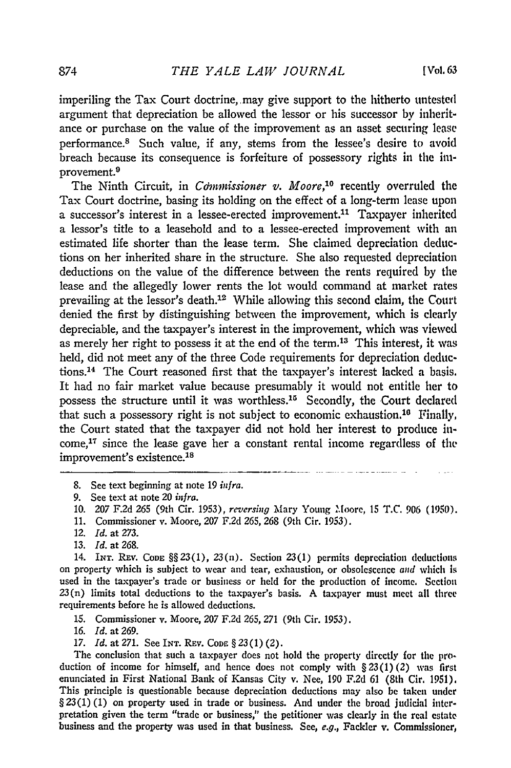imperiling the Tax Court doctrine, may give support to the hitherto untested argument that depreciation be allowed the lessor or his successor by inheritance or purchase on the value of the improvement as an asset securing lease performance.[8] Such value, if any, stems from the lessee's desire to avoid breach because its consequence is forfeiture of possessory rights in the improvement.[9]

The Ninth Circuit, in *Commissioner v. Moore*,[10] recently overruled the Tax Court doctrine, basing its holding on the effect of a long-term lease upon a successor's interest in a lessee-erected improvement.[11] Taxpayer inherited a lessor's title to a leasehold and to a lessee-erected improvement with an estimated life shorter than the lease term. She claimed depreciation deductions on her inherited share in the structure. She also requested depreciation deductions on the value of the difference between the rents required by the lease and the allegedly lower rents the lot would command at market rates prevailing at the lessor's death.[12] While allowing this second claim, the Court denied the first by distinguishing between the improvement, which is clearly depreciable, and the taxpayer's interest in the improvement, which was viewed as merely her right to possess it at the end of the term.[13] This interest, it was held, did not meet any of the three Code requirements for depreciation deductions.[14] The Court reasoned first that the taxpayer's interest lacked a basis. It had no fair market value because presumably it would not entitle her to possess the structure until it was worthless.[15] Secondly, the Court declared that such a possessory right is not subject to economic exhaustion.[16] Finally, the Court stated that the taxpayer did not hold her interest to produce income,[17] since the lease gave her a constant rental income regardless of the improvement's existence.[18]

---

8. See text beginning at note 19 *infra*.

9. See text at note 20 *infra*.

10. 207 F.2d 265 (9th Cir. 1953), *reversing* Mary Young Moore, 15 T.C. 906 (1950).

11. Commissioner v. Moore, 207 F.2d 265, 268 (9th Cir. 1953).

12. *Id.* at 273.

13. *Id.* at 268.

14. INT. REV. CODE §§ 23(l), 23(n). Section 23(l) permits depreciation deductions on property which is subject to wear and tear, exhaustion, or obsolescence *and* which is used in the taxpayer's trade or business or held for the production of income. Section 23(n) limits total deductions to the taxpayer's basis. A taxpayer must meet all three requirements before he is allowed deductions.

15. Commissioner v. Moore, 207 F.2d 265, 271 (9th Cir. 1953).

16. *Id.* at 269.

17. *Id.* at 271. See INT. REV. CODE § 23(l)(2).

The conclusion that such a taxpayer does not hold the property directly for the production of income for himself, and hence does not comply with § 23(l)(2) was first enunciated in First National Bank of Kansas City v. Nee, 190 F.2d 61 (8th Cir. 1951). This principle is questionable because depreciation deductions may also be taken under § 23(l)(1) on property used in trade or business. And under the broad judicial interpretation given the term "trade or business," the petitioner was clearly in the real estate business and the property was used in that business. See, *e.g.*, Fackler v. Commissioner,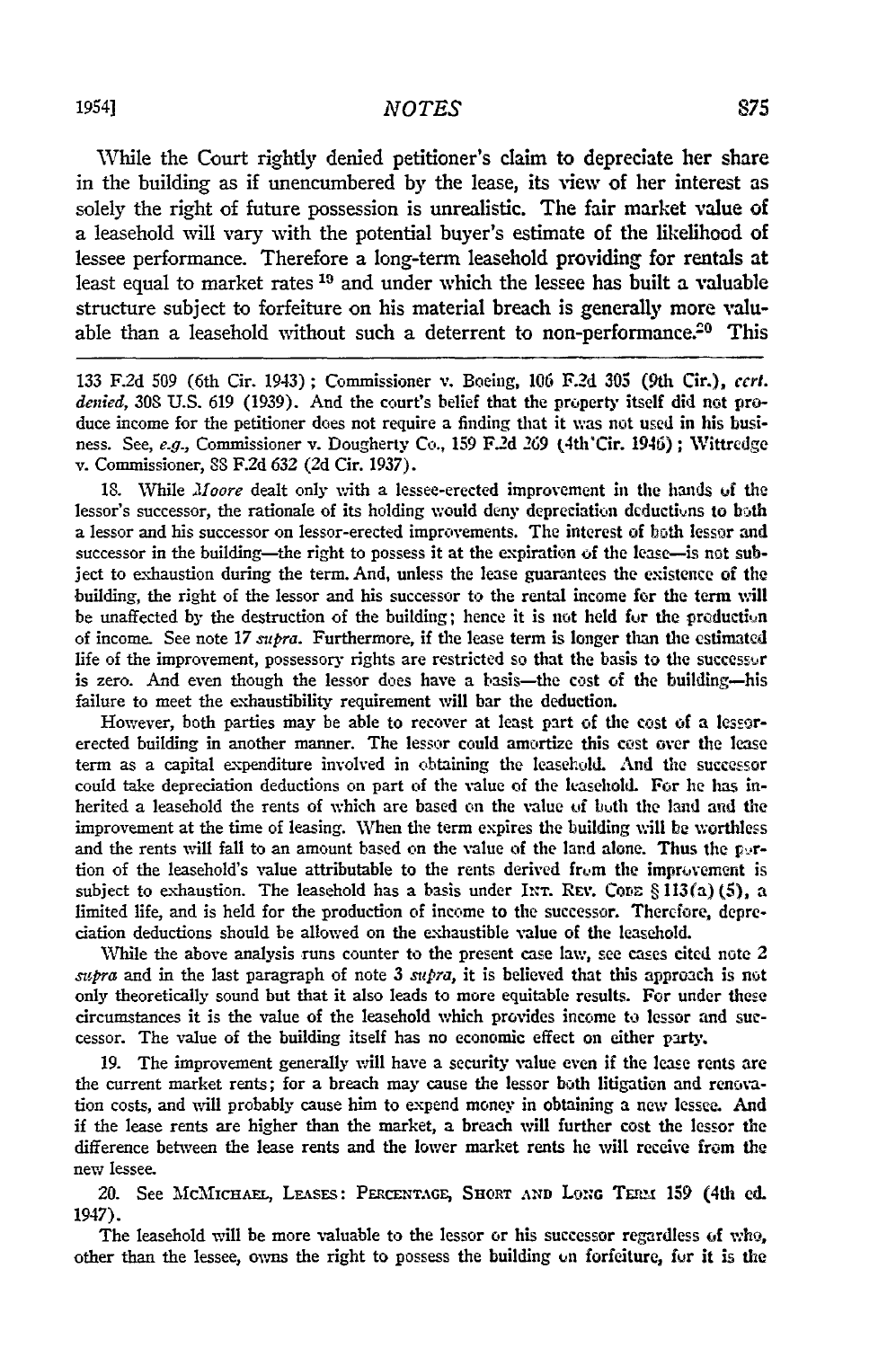While the Court rightly denied petitioner's claim to depreciate her share in the building as if unencumbered by the lease, its view of her interest as solely the right of future possession is unrealistic. The fair market value of a leasehold will vary with the potential buyer's estimate of the likelihood of lessee performance. Therefore a long-term leasehold providing for rentals at least equal to market rates [19] and under which the lessee has built a valuable structure subject to forfeiture on his material breach is generally more valuable than a leasehold without such a deterrent to non-performance.[20] This

---

133 F.2d 509 (6th Cir. 1943); Commissioner v. Boeing, 106 F.2d 305 (9th Cir.), *cert. denied*, 308 U.S. 619 (1939). And the court's belief that the property itself did not produce income for the petitioner does not require a finding that it was not used in his business. See, *e.g.*, Commissioner v. Dougherty Co., 159 F.2d 269 (4th Cir. 1946); Wittredge v. Commissioner, 88 F.2d 632 (2d Cir. 1937).

18. While *Moore* dealt only with a lessee-erected improvement in the hands of the lessor's successor, the rationale of its holding would deny depreciation deductions to both a lessor and his successor on lessor-erected improvements. The interest of both lessor and successor in the building—the right to possess it at the expiration of the lease—is not subject to exhaustion during the term. And, unless the lease guarantees the existence of the building, the right of the lessor and his successor to the rental income for the term will be unaffected by the destruction of the building; hence it is not held for the production of income. See note 17 *supra*. Furthermore, if the lease term is longer than the estimated life of the improvement, possessory rights are restricted so that the basis to the successor is zero. And even though the lessor does have a basis—the cost of the building—his failure to meet the exhaustibility requirement will bar the deduction.

However, both parties may be able to recover at least part of the cost of a lessor-erected building in another manner. The lessor could amortize this cost over the lease term as a capital expenditure involved in obtaining the leasehold. And the successor could take depreciation deductions on part of the value of the leasehold. For he has inherited a leasehold the rents of which are based on the value of both the land and the improvement at the time of leasing. When the term expires the building will be worthless and the rents will fall to an amount based on the value of the land alone. Thus the portion of the leasehold's value attributable to the rents derived from the improvement is subject to exhaustion. The leasehold has a basis under INT. REV. CODE § 113(a)(5), a limited life, and is held for the production of income to the successor. Therefore, depreciation deductions should be allowed on the exhaustible value of the leasehold.

While the above analysis runs counter to the present case law, see cases cited note 2 *supra* and in the last paragraph of note 3 *supra*, it is believed that this approach is not only theoretically sound but that it also leads to more equitable results. For under these circumstances it is the value of the leasehold which provides income to lessor and successor. The value of the building itself has no economic effect on either party.

19. The improvement generally will have a security value even if the lease rents are the current market rents; for a breach may cause the lessor both litigation and renovation costs, and will probably cause him to expend money in obtaining a new lessee. And if the lease rents are higher than the market, a breach will further cost the lessor the difference between the lease rents and the lower market rents he will receive from the new lessee.

20. See MCMICHAEL, LEASES: PERCENTAGE, SHORT AND LONG TERM 159 (4th ed. 1947).

The leasehold will be more valuable to the lessor or his successor regardless of who, other than the lessee, owns the right to possess the building on forfeiture, for it is the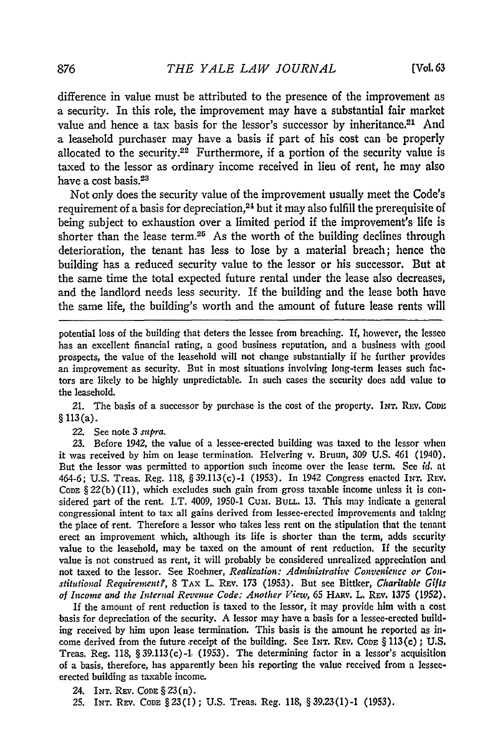difference in value must be attributed to the presence of the improvement as a security. In this role, the improvement may have a substantial fair market value and hence a tax basis for the lessor's successor by inheritance.[21] And a leasehold purchaser may have a basis if part of his cost can be properly allocated to the security.[22] Furthermore, if a portion of the security value is taxed to the lessor as ordinary income received in lieu of rent, he may also have a cost basis.[23]

Not only does the security value of the improvement usually meet the Code's requirement of a basis for depreciation,[24] but it may also fulfill the prerequisite of being subject to exhaustion over a limited period if the improvement's life is shorter than the lease term.[25] As the worth of the building declines through deterioration, the tenant has less to lose by a material breach; hence the building has a reduced security value to the lessor or his successor. But at the same time the total expected future rental under the lease also decreases, and the landlord needs less security. If the building and the lease both have the same life, the building's worth and the amount of future lease rents will

---

potential loss of the building that deters the lessee from breaching. If, however, the lessee has an excellent financial rating, a good business reputation, and a business with good prospects, the value of the leasehold will not change substantially if he further provides an improvement as security. But in most situations involving long-term leases such factors are likely to be highly unpredictable. In such cases the security does add value to the leasehold.

21. The basis of a successor by purchase is the cost of the property. INT. REV. CODE § 113(a).

22. See note 3 *supra*.

23. Before 1942, the value of a lessee-erected building was taxed to the lessor when it was received by him on lease termination. Helvering v. Bruun, 309 U.S. 461 (1940). But the lessor was permitted to apportion such income over the lease term. See *id.* at 464-6; U.S. Treas. Reg. 118, § 39.113(c)-1 (1953). In 1942 Congress enacted INT. REV. CODE § 22(b)(11), which excludes such gain from gross taxable income unless it is considered part of the rent. I.T. 4009, 1950-1 CUM. BULL. 13. This may indicate a general congressional intent to tax all gains derived from lessee-erected improvements and taking the place of rent. Therefore a lessor who takes less rent on the stipulation that the tenant erect an improvement which, although its life is shorter than the term, adds security value to the leasehold, may be taxed on the amount of rent reduction. If the security value is not construed as rent, it will probably be considered unrealized appreciation and not taxed to the lessor. See Roehner, *Realization: Administrative Convenience or Constitutional Requirement?*, 8 TAX L. REV. 173 (1953). But see Bittker, *Charitable Gifts of Income and the Internal Revenue Code: Another View*, 65 HARV. L. REV. 1375 (1952).

If the amount of rent reduction is taxed to the lessor, it may provide him with a cost basis for depreciation of the security. A lessor may have a basis for a lessee-erected building received by him upon lease termination. This basis is the amount he reported as income derived from the future receipt of the building. See INT. REV. CODE § 113(c); U.S. Treas. Reg. 118, § 39.113(c)-1 (1953). The determining factor in a lessor's acquisition of a basis, therefore, has apparently been his reporting the value received from a lessee-erected building as taxable income.

24. INT. REV. CODE § 23(n).

25. INT. REV. CODE § 23(1); U.S. Treas. Reg. 118, § 39.23(1)-1 (1953).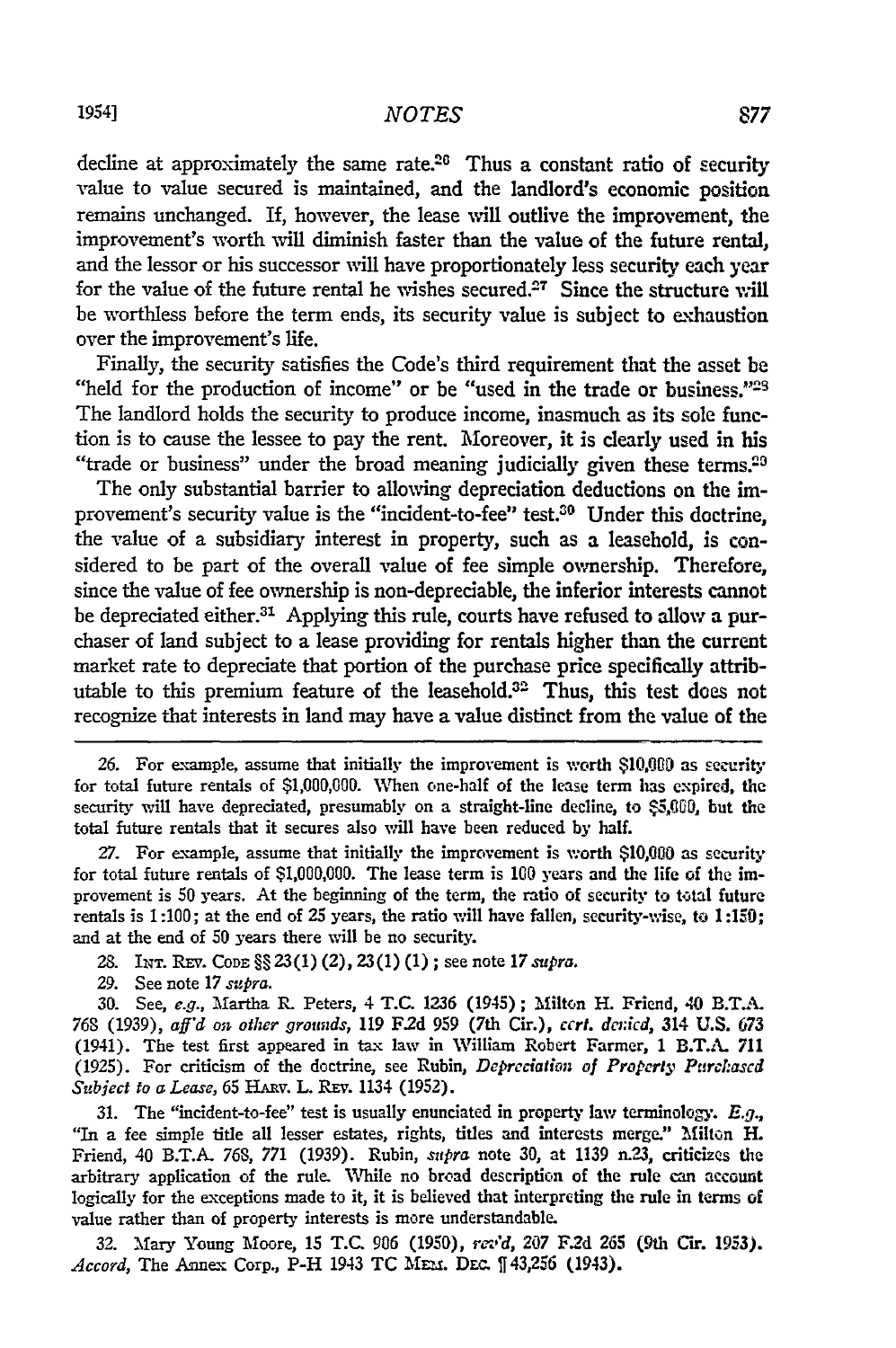decline at approximately the same rate.[26] Thus a constant ratio of security value to value secured is maintained, and the landlord's economic position remains unchanged. If, however, the lease will outlive the improvement, the improvement's worth will diminish faster than the value of the future rental, and the lessor or his successor will have proportionately less security each year for the value of the future rental he wishes secured.[27] Since the structure will be worthless before the term ends, its security value is subject to exhaustion over the improvement's life.

Finally, the security satisfies the Code's third requirement that the asset be "held for the production of income" or be "used in the trade or business."[28] The landlord holds the security to produce income, inasmuch as its sole function is to cause the lessee to pay the rent. Moreover, it is clearly used in his "trade or business" under the broad meaning judicially given these terms.[29]

The only substantial barrier to allowing depreciation deductions on the improvement's security value is the "incident-to-fee" test.[30] Under this doctrine, the value of a subsidiary interest in property, such as a leasehold, is considered to be part of the overall value of fee simple ownership. Therefore, since the value of fee ownership is non-depreciable, the inferior interests cannot be depreciated either.[31] Applying this rule, courts have refused to allow a purchaser of land subject to a lease providing for rentals higher than the current market rate to depreciate that portion of the purchase price specifically attributable to this premium feature of the leasehold.[32] Thus, this test does not recognize that interests in land may have a value distinct from the value of the

---

26. For example, assume that initially the improvement is worth $10,000 as security for total future rentals of $1,000,000. When one-half of the lease term has expired, the security will have depreciated, presumably on a straight-line decline, to $5,000, but the total future rentals that it secures also will have been reduced by half.

27. For example, assume that initially the improvement is worth $10,000 as security for total future rentals of $1,000,000. The lease term is 100 years and the life of the improvement is 50 years. At the beginning of the term, the ratio of security to total future rentals is 1:100; at the end of 25 years, the ratio will have fallen, security-wise, to 1:150; and at the end of 50 years there will be no security.

28. INT. REV. CODE §§ 23(l)(2), 23(l)(1); see note 17 *supra*.

29. See note 17 *supra*.

30. See, *e.g.*, Martha R. Peters, 4 T.C. 1236 (1945); Milton H. Friend, 40 B.T.A. 768 (1939), *aff'd on other grounds*, 119 F.2d 959 (7th Cir.), *cert. denied*, 314 U.S. 673 (1941). The test first appeared in tax law in William Robert Farmer, 1 B.T.A. 711 (1925). For criticism of the doctrine, see Rubin, *Depreciation of Property Purchased Subject to a Lease*, 65 HARV. L. REV. 1134 (1952).

31. The "incident-to-fee" test is usually enunciated in property law terminology. *E.g.*, "In a fee simple title all lesser estates, rights, titles and interests merge." Milton H. Friend, 40 B.T.A. 768, 771 (1939). Rubin, *supra* note 30, at 1139 n.23, criticizes the arbitrary application of the rule. While no broad description of the rule can account logically for the exceptions made to it, it is believed that interpreting the rule in terms of value rather than of property interests is more understandable.

32. Mary Young Moore, 15 T.C. 906 (1950), *rev'd*, 207 F.2d 265 (9th Cir. 1953). *Accord*, The Annex Corp., P-H 1943 TC MEM. DEC. ¶ 43,256 (1943).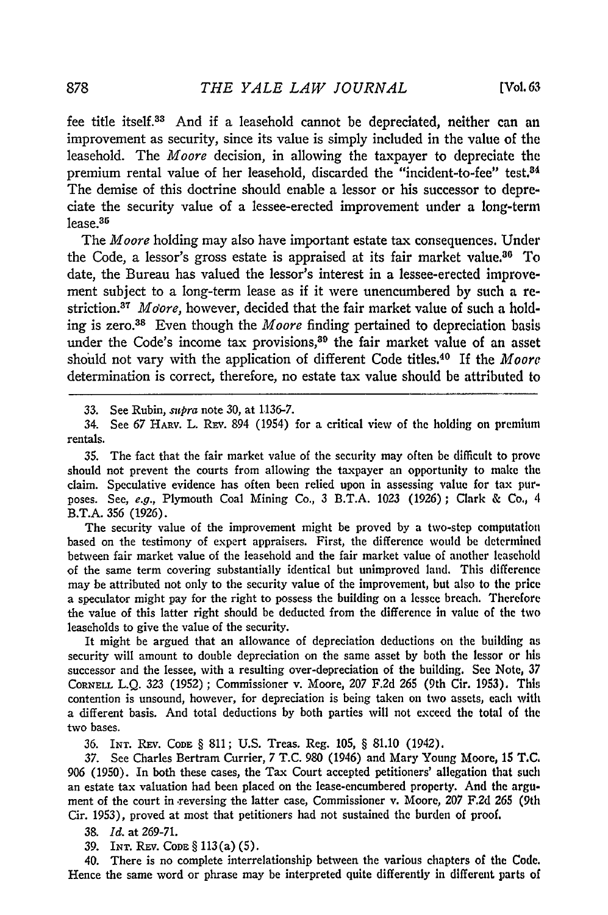fee title itself.[33] And if a leasehold cannot be depreciated, neither can an improvement as security, since its value is simply included in the value of the leasehold. The *Moore* decision, in allowing the taxpayer to depreciate the premium rental value of her leasehold, discarded the "incident-to-fee" test.[34] The demise of this doctrine should enable a lessor or his successor to depreciate the security value of a lessee-erected improvement under a long-term lease.[35]

The *Moore* holding may also have important estate tax consequences. Under the Code, a lessor's gross estate is appraised at its fair market value.[36] To date, the Bureau has valued the lessor's interest in a lessee-erected improvement subject to a long-term lease as if it were unencumbered by such a restriction.[37] *Moore*, however, decided that the fair market value of such a holding is zero.[38] Even though the *Moore* finding pertained to depreciation basis under the Code's income tax provisions,[39] the fair market value of an asset should not vary with the application of different Code titles.[40] If the *Moore* determination is correct, therefore, no estate tax value should be attributed to

---

33. See Rubin, *supra* note 30, at 1136-7.

34. See 67 HARV. L. REV. 894 (1954) for a critical view of the holding on premium rentals.

35. The fact that the fair market value of the security may often be difficult to prove should not prevent the courts from allowing the taxpayer an opportunity to make the claim. Speculative evidence has often been relied upon in assessing value for tax purposes. See, *e.g.*, Plymouth Coal Mining Co., 3 B.T.A. 1023 (1926); Clark & Co., 4 B.T.A. 356 (1926).

The security value of the improvement might be proved by a two-step computation based on the testimony of expert appraisers. First, the difference would be determined between fair market value of the leasehold and the fair market value of another leasehold of the same term covering substantially identical but unimproved land. This difference may be attributed not only to the security value of the improvement, but also to the price a speculator might pay for the right to possess the building on a lessee breach. Therefore the value of this latter right should be deducted from the difference in value of the two leaseholds to give the value of the security.

It might be argued that an allowance of depreciation deductions on the building as security will amount to double depreciation on the same asset by both the lessor or his successor and the lessee, with a resulting over-depreciation of the building. See Note, 37 CORNELL L.Q. 323 (1952); Commissioner v. Moore, 207 F.2d 265 (9th Cir. 1953). This contention is unsound, however, for depreciation is being taken on two assets, each with a different basis. And total deductions by both parties will not exceed the total of the two bases.

36. INT. REV. CODE § 811; U.S. Treas. Reg. 105, § 81.10 (1942).

37. See Charles Bertram Currier, 7 T.C. 980 (1946) and Mary Young Moore, 15 T.C. 906 (1950). In both these cases, the Tax Court accepted petitioners' allegation that such an estate tax valuation had been placed on the lease-encumbered property. And the argument of the court in reversing the latter case, Commissioner v. Moore, 207 F.2d 265 (9th Cir. 1953), proved at most that petitioners had not sustained the burden of proof.

38. *Id.* at 269-71.

39. INT. REV. CODE § 113(a)(5).

40. There is no complete interrelationship between the various chapters of the Code. Hence the same word or phrase may be interpreted quite differently in different parts of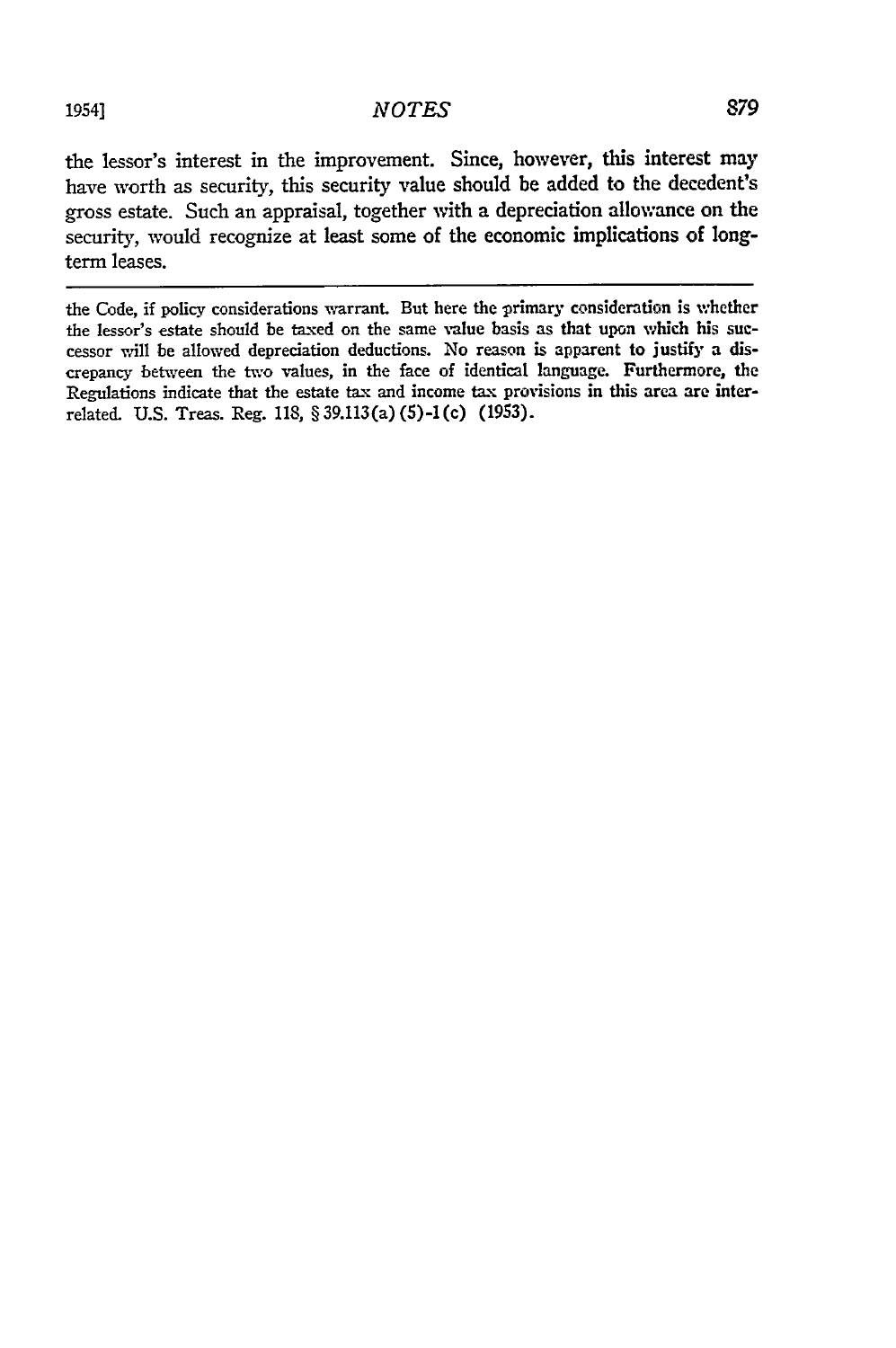the lessor's interest in the improvement. Since, however, this interest may have worth as security, this security value should be added to the decedent's gross estate. Such an appraisal, together with a depreciation allowance on the security, would recognize at least some of the economic implications of long-term leases.

---

the Code, if policy considerations warrant. But here the primary consideration is whether the lessor's estate should be taxed on the same value basis as that upon which his successor will be allowed depreciation deductions. No reason is apparent to justify a discrepancy between the two values, in the face of identical language. Furthermore, the Regulations indicate that the estate tax and income tax provisions in this area are interrelated. U.S. Treas. Reg. 118, § 39.113(a)(5)-1(c) (1953).